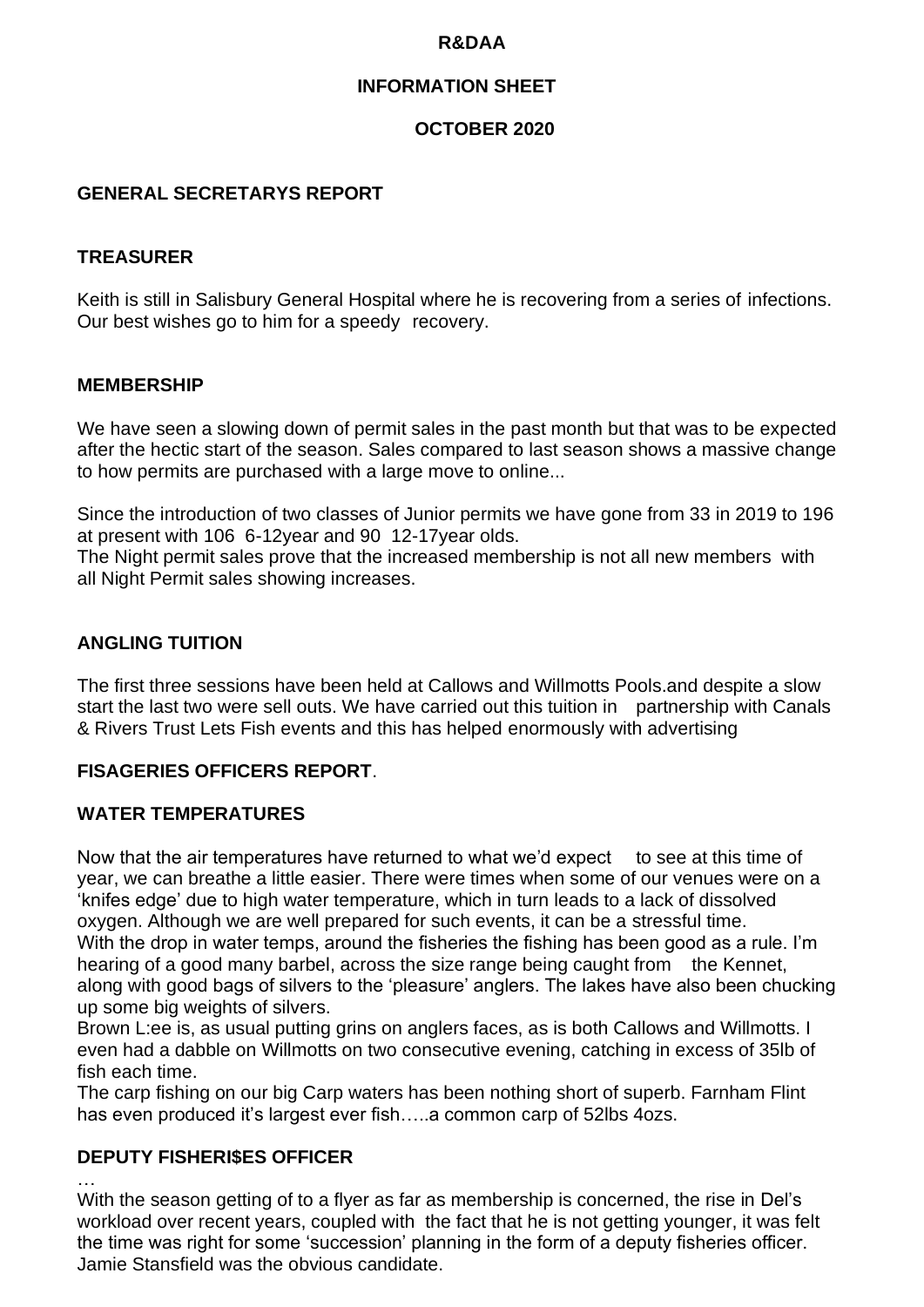**R&DAA**

**INFORMATION SHEET**

**OCTOBER 2020**

## GENERAL SECRETARYS REPORT

### TREASURER

Keith is still in Salisbury General Hospital where he is recovering from a series of infections. Our best wishes go to him for a speedy recovery.

### MEMBERSHIP

We have seen a slowing down of permit sales in the past month but that was to be expected after the hectic start of the season. Sales compared to last season shows a massive change to how permits are purchased with a large move to online...

Since the introduction of two classes of Junior permits we have gone from 33 in 2019 to 196 at present with 106 6-12year and 90 12-17year olds.
The Night permit sales prove that the increased membership is not all new members with all Night Permit sales showing increases.

### ANGLING TUITION

The first three sessions have been held at Callows and Willmotts Pools.and despite a slow start the last two were sell outs. We have carried out this tuition in partnership with Canals & Rivers Trust Lets Fish events and this has helped enormously with advertising

## FISAGERIES OFFICERS REPORT.

### WATER TEMPERATURES

Now that the air temperatures have returned to what we'd expect to see at this time of year, we can breathe a little easier. There were times when some of our venues were on a 'knifes edge' due to high water temperature, which in turn leads to a lack of dissolved oxygen. Although we are well prepared for such events, it can be a stressful time.
With the drop in water temps, around the fisheries the fishing has been good as a rule. I'm hearing of a good many barbel, across the size range being caught from the Kennet, along with good bags of silvers to the 'pleasure' anglers. The lakes have also been chucking up some big weights of silvers.
Brown L:ee is, as usual putting grins on anglers faces, as is both Callows and Willmotts. I even had a dabble on Willmotts on two consecutive evening, catching in excess of 35lb of fish each time.
The carp fishing on our big Carp waters has been nothing short of superb. Farnham Flint has even produced it's largest ever fish…..a common carp of 52lbs 4ozs.

### DEPUTY FISHERI$ES OFFICER

…
With the season getting of to a flyer as far as membership is concerned, the rise in Del's workload over recent years, coupled with the fact that he is not getting younger, it was felt the time was right for some 'succession' planning in the form of a deputy fisheries officer. Jamie Stansfield was the obvious candidate.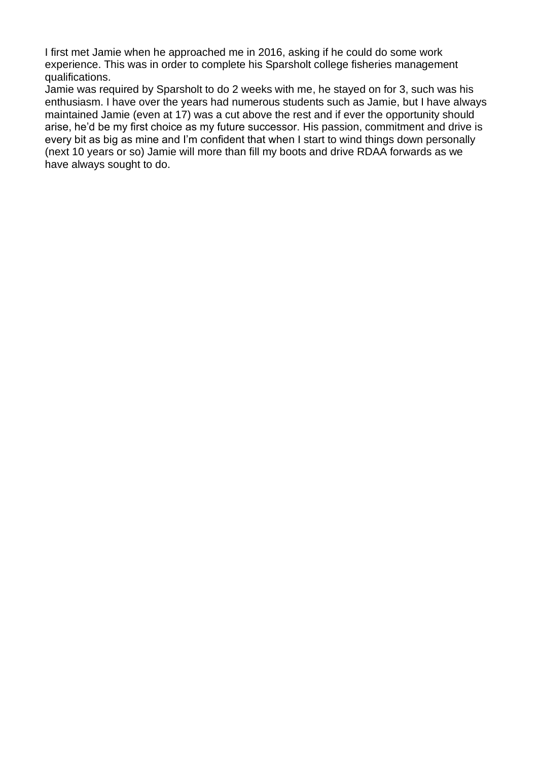I first met Jamie when he approached me in 2016, asking if he could do some work experience. This was in order to complete his Sparsholt college fisheries management qualifications.
Jamie was required by Sparsholt to do 2 weeks with me, he stayed on for 3, such was his enthusiasm. I have over the years had numerous students such as Jamie, but I have always maintained Jamie (even at 17) was a cut above the rest and if ever the opportunity should arise, he'd be my first choice as my future successor. His passion, commitment and drive is every bit as big as mine and I'm confident that when I start to wind things down personally (next 10 years or so) Jamie will more than fill my boots and drive RDAA forwards as we have always sought to do.